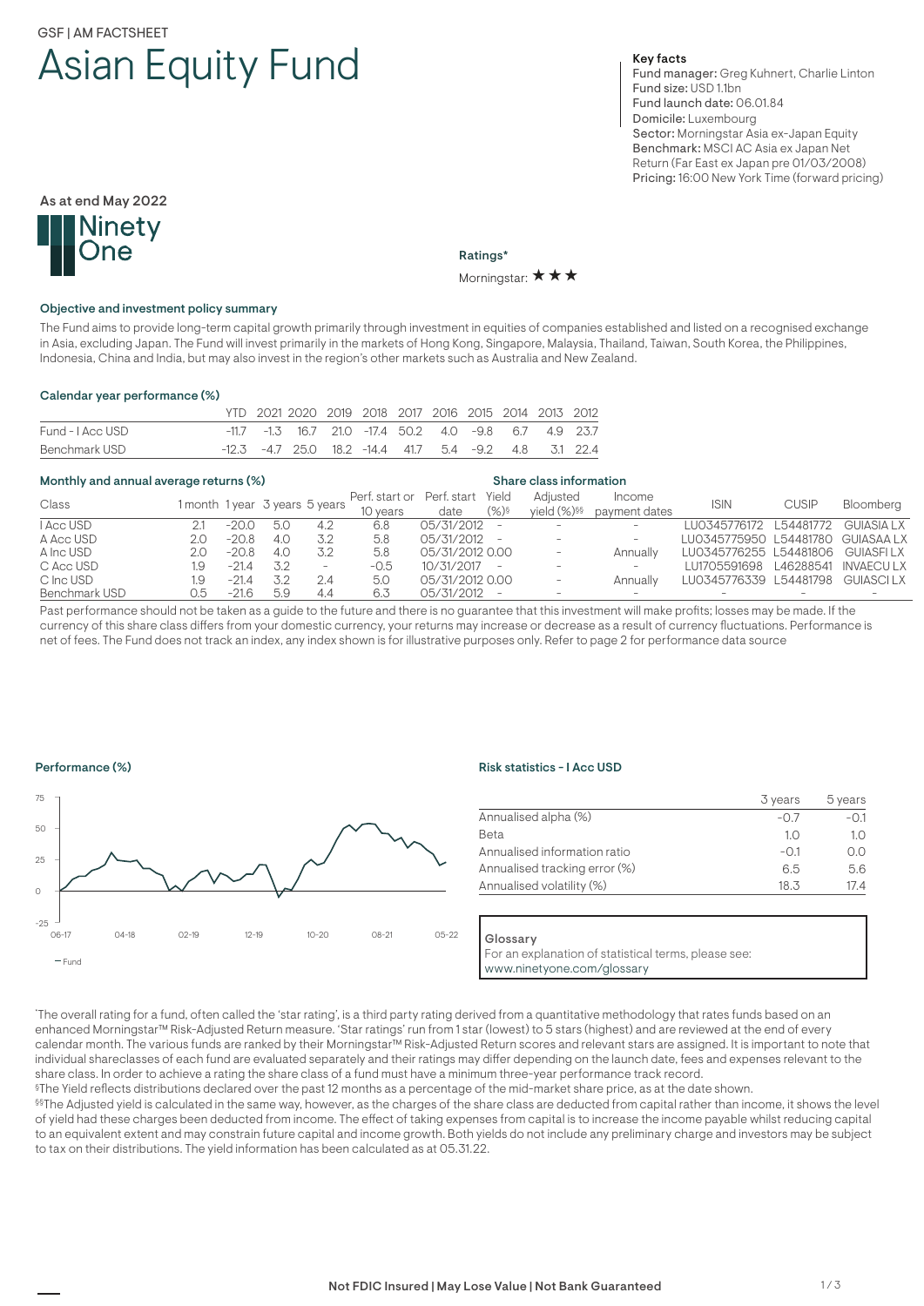GSF | AM FACTSHEET

# Asian Equity Fund

**Key facts**

**Fund manager:** Greg Kuhnert, Charlie Linton
**Fund size:** USD 1.1bn
**Fund launch date:** 06.01.84
**Domicile:** Luxembourg
**Sector:** Morningstar Asia ex-Japan Equity
**Benchmark:** MSCI AC Asia ex Japan Net Return (Far East ex Japan pre 01/03/2008)
**Pricing:** 16:00 New York Time (forward pricing)

As at end May 2022

Ninety One

**Ratings***

Morningstar: ★★★

## Objective and investment policy summary

The Fund aims to provide long-term capital growth primarily through investment in equities of companies established and listed on a recognised exchange in Asia, excluding Japan. The Fund will invest primarily in the markets of Hong Kong, Singapore, Malaysia, Thailand, Taiwan, South Korea, the Philippines, Indonesia, China and India, but may also invest in the region's other markets such as Australia and New Zealand.

## Calendar year performance (%)

| | YTD | 2021 | 2020 | 2019 | 2018 | 2017 | 2016 | 2015 | 2014 | 2013 | 2012 |
|---|---|---|---|---|---|---|---|---|---|---|---|
| Fund - I Acc USD | -11.7 | -1.3 | 16.7 | 21.0 | -17.4 | 50.2 | 4.0 | -9.8 | 6.7 | 4.9 | 23.7 |
| Benchmark USD | -12.3 | -4.7 | 25.0 | 18.2 | -14.4 | 41.7 | 5.4 | -9.2 | 4.8 | 3.1 | 22.4 |

## Monthly and annual average returns (%) / Share class information

| Class | 1 month | 1 year | 3 years | 5 years | Perf. start or 10 years | Perf. start date | Yield (%)§ | Adjusted yield (%)§§ | Income payment dates | ISIN | CUSIP | Bloomberg |
|---|---|---|---|---|---|---|---|---|---|---|---|---|
| I Acc USD | 2.1 | -20.0 | 5.0 | 4.2 | 6.8 | 05/31/2012 | - | - | - | LU0345776172 | L54481772 | GUIASIA LX |
| A Acc USD | 2.0 | -20.8 | 4.0 | 3.2 | 5.8 | 05/31/2012 | - | - | - | LU0345775950 | L54481780 | GUIASAA LX |
| A Inc USD | 2.0 | -20.8 | 4.0 | 3.2 | 5.8 | 05/31/2012 | 0.00 | - | Annually | LU0345776255 | L54481806 | GUIASFI LX |
| C Acc USD | 1.9 | -21.4 | 3.2 | - | -0.5 | 10/31/2017 | - | - | - | LU1705591698 | L46288541 | INVAECU LX |
| C Inc USD | 1.9 | -21.4 | 3.2 | 2.4 | 5.0 | 05/31/2012 | 0.00 | - | Annually | LU0345776339 | L54481798 | GUIASCI LX |
| Benchmark USD | 0.5 | -21.6 | 5.9 | 4.4 | 6.3 | 05/31/2012 | - | - | - | - | - | - |

Past performance should not be taken as a guide to the future and there is no guarantee that this investment will make profits; losses may be made. If the currency of this share class differs from your domestic currency, your returns may increase or decrease as a result of currency fluctuations. Performance is net of fees. The Fund does not track an index, any index shown is for illustrative purposes only. Refer to page 2 for performance data source

## Performance (%)

— Fund

## Risk statistics - I Acc USD

| | 3 years | 5 years |
|---|---|---|
| Annualised alpha (%) | -0.7 | -0.1 |
| Beta | 1.0 | 1.0 |
| Annualised information ratio | -0.1 | 0.0 |
| Annualised tracking error (%) | 6.5 | 5.6 |
| Annualised volatility (%) | 18.3 | 17.4 |

**Glossary**

For an explanation of statistical terms, please see:
www.ninetyone.com/glossary

*The overall rating for a fund, often called the 'star rating', is a third party rating derived from a quantitative methodology that rates funds based on an enhanced Morningstar™ Risk-Adjusted Return measure. 'Star ratings' run from 1 star (lowest) to 5 stars (highest) and are reviewed at the end of every calendar month. The various funds are ranked by their Morningstar™ Risk-Adjusted Return scores and relevant stars are assigned. It is important to note that individual shareclasses of each fund are evaluated separately and their ratings may differ depending on the launch date, fees and expenses relevant to the share class. In order to achieve a rating the share class of a fund must have a minimum three-year performance track record.

§The Yield reflects distributions declared over the past 12 months as a percentage of the mid-market share price, as at the date shown.

§§The Adjusted yield is calculated in the same way, however, as the charges of the share class are deducted from capital rather than income, it shows the level of yield had these charges been deducted from income. The effect of taking expenses from capital is to increase the income payable whilst reducing capital to an equivalent extent and may constrain future capital and income growth. Both yields do not include any preliminary charge and investors may be subject to tax on their distributions. The yield information has been calculated as at 05.31.22.

Not FDIC Insured | May Lose Value | Not Bank Guaranteed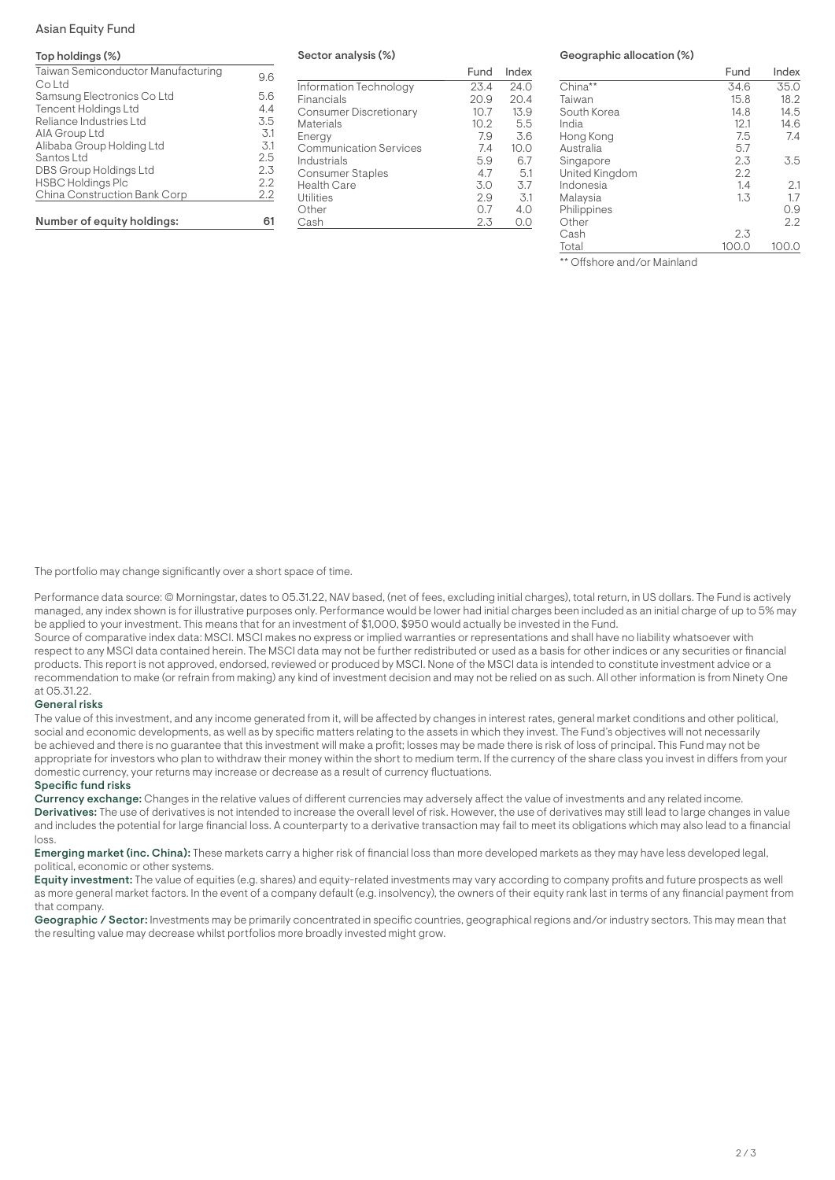Asian Equity Fund

### Top holdings (%)

| Holding | % |
|---|---|
| Taiwan Semiconductor Manufacturing Co Ltd | 9.6 |
| Samsung Electronics Co Ltd | 5.6 |
| Tencent Holdings Ltd | 4.4 |
| Reliance Industries Ltd | 3.5 |
| AIA Group Ltd | 3.1 |
| Alibaba Group Holding Ltd | 3.1 |
| Santos Ltd | 2.5 |
| DBS Group Holdings Ltd | 2.3 |
| HSBC Holdings Plc | 2.2 |
| China Construction Bank Corp | 2.2 |
| **Number of equity holdings:** | **61** |

### Sector analysis (%)

| | Fund | Index |
|---|---|---|
| Information Technology | 23.4 | 24.0 |
| Financials | 20.9 | 20.4 |
| Consumer Discretionary | 10.7 | 13.9 |
| Materials | 10.2 | 5.5 |
| Energy | 7.9 | 3.6 |
| Communication Services | 7.4 | 10.0 |
| Industrials | 5.9 | 6.7 |
| Consumer Staples | 4.7 | 5.1 |
| Health Care | 3.0 | 3.7 |
| Utilities | 2.9 | 3.1 |
| Other | 0.7 | 4.0 |
| Cash | 2.3 | 0.0 |

### Geographic allocation (%)

| | Fund | Index |
|---|---|---|
| China** | 34.6 | 35.0 |
| Taiwan | 15.8 | 18.2 |
| South Korea | 14.8 | 14.5 |
| India | 12.1 | 14.6 |
| Hong Kong | 7.5 | 7.4 |
| Australia | 5.7 | |
| Singapore | 2.3 | 3.5 |
| United Kingdom | 2.2 | |
| Indonesia | 1.4 | 2.1 |
| Malaysia | 1.3 | 1.7 |
| Philippines | | 0.9 |
| Other | | 2.2 |
| Cash | 2.3 | |
| Total | 100.0 | 100.0 |

** Offshore and/or Mainland

The portfolio may change significantly over a short space of time.

Performance data source: © Morningstar, dates to 05.31.22, NAV based, (net of fees, excluding initial charges), total return, in US dollars. The Fund is actively managed, any index shown is for illustrative purposes only. Performance would be lower had initial charges been included as an initial charge of up to 5% may be applied to your investment. This means that for an investment of $1,000, $950 would actually be invested in the Fund.
Source of comparative index data: MSCI. MSCI makes no express or implied warranties or representations and shall have no liability whatsoever with respect to any MSCI data contained herein. The MSCI data may not be further redistributed or used as a basis for other indices or any securities or financial products. This report is not approved, endorsed, reviewed or produced by MSCI. None of the MSCI data is intended to constitute investment advice or a recommendation to make (or refrain from making) any kind of investment decision and may not be relied on as such. All other information is from Ninety One at 05.31.22.

**General risks**

The value of this investment, and any income generated from it, will be affected by changes in interest rates, general market conditions and other political, social and economic developments, as well as by specific matters relating to the assets in which they invest. The Fund's objectives will not necessarily be achieved and there is no guarantee that this investment will make a profit; losses may be made there is risk of loss of principal. This Fund may not be appropriate for investors who plan to withdraw their money within the short to medium term. If the currency of the share class you invest in differs from your domestic currency, your returns may increase or decrease as a result of currency fluctuations.

**Specific fund risks**

**Currency exchange:** Changes in the relative values of different currencies may adversely affect the value of investments and any related income.
**Derivatives:** The use of derivatives is not intended to increase the overall level of risk. However, the use of derivatives may still lead to large changes in value and includes the potential for large financial loss. A counterparty to a derivative transaction may fail to meet its obligations which may also lead to a financial loss.
**Emerging market (inc. China):** These markets carry a higher risk of financial loss than more developed markets as they may have less developed legal, political, economic or other systems.
**Equity investment:** The value of equities (e.g. shares) and equity-related investments may vary according to company profits and future prospects as well as more general market factors. In the event of a company default (e.g. insolvency), the owners of their equity rank last in terms of any financial payment from that company.
**Geographic / Sector:** Investments may be primarily concentrated in specific countries, geographical regions and/or industry sectors. This may mean that the resulting value may decrease whilst portfolios more broadly invested might grow.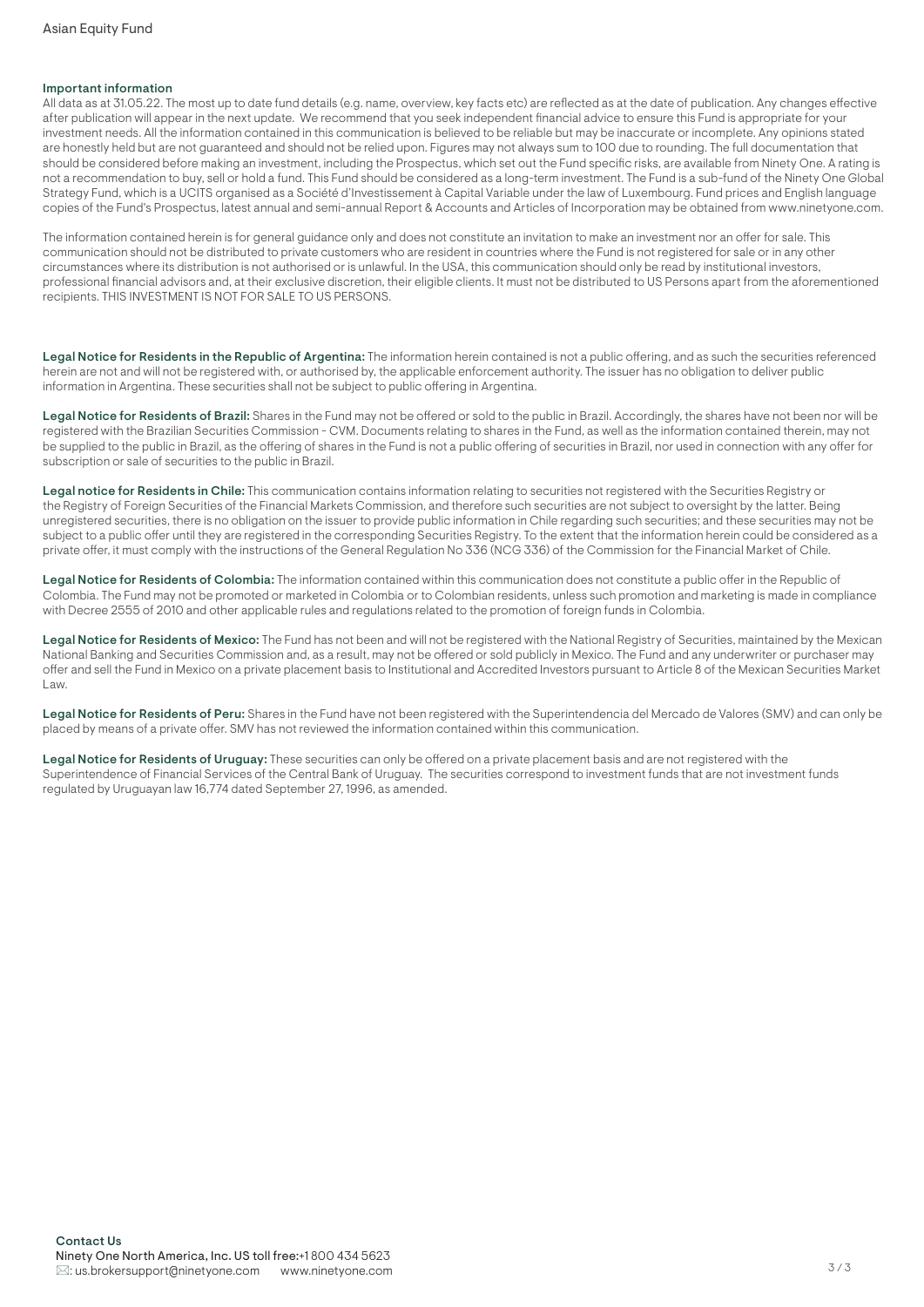### Important information

All data as at 31.05.22. The most up to date fund details (e.g. name, overview, key facts etc) are reflected as at the date of publication. Any changes effective after publication will appear in the next update. We recommend that you seek independent financial advice to ensure this Fund is appropriate for your investment needs. All the information contained in this communication is believed to be reliable but may be inaccurate or incomplete. Any opinions stated are honestly held but are not guaranteed and should not be relied upon. Figures may not always sum to 100 due to rounding. The full documentation that should be considered before making an investment, including the Prospectus, which set out the Fund specific risks, are available from Ninety One. A rating is not a recommendation to buy, sell or hold a fund. This Fund should be considered as a long-term investment. The Fund is a sub-fund of the Ninety One Global Strategy Fund, which is a UCITS organised as a Société d'Investissement à Capital Variable under the law of Luxembourg. Fund prices and English language copies of the Fund's Prospectus, latest annual and semi-annual Report & Accounts and Articles of Incorporation may be obtained from www.ninetyone.com.

The information contained herein is for general guidance only and does not constitute an invitation to make an investment nor an offer for sale. This communication should not be distributed to private customers who are resident in countries where the Fund is not registered for sale or in any other circumstances where its distribution is not authorised or is unlawful. In the USA, this communication should only be read by institutional investors, professional financial advisors and, at their exclusive discretion, their eligible clients. It must not be distributed to US Persons apart from the aforementioned recipients. THIS INVESTMENT IS NOT FOR SALE TO US PERSONS.

**Legal Notice for Residents in the Republic of Argentina:** The information herein contained is not a public offering, and as such the securities referenced herein are not and will not be registered with, or authorised by, the applicable enforcement authority. The issuer has no obligation to deliver public information in Argentina. These securities shall not be subject to public offering in Argentina.

**Legal Notice for Residents of Brazil:** Shares in the Fund may not be offered or sold to the public in Brazil. Accordingly, the shares have not been nor will be registered with the Brazilian Securities Commission - CVM. Documents relating to shares in the Fund, as well as the information contained therein, may not be supplied to the public in Brazil, as the offering of shares in the Fund is not a public offering of securities in Brazil, nor used in connection with any offer for subscription or sale of securities to the public in Brazil.

**Legal notice for Residents in Chile:** This communication contains information relating to securities not registered with the Securities Registry or the Registry of Foreign Securities of the Financial Markets Commission, and therefore such securities are not subject to oversight by the latter. Being unregistered securities, there is no obligation on the issuer to provide public information in Chile regarding such securities; and these securities may not be subject to a public offer until they are registered in the corresponding Securities Registry. To the extent that the information herein could be considered as a private offer, it must comply with the instructions of the General Regulation No 336 (NCG 336) of the Commission for the Financial Market of Chile.

**Legal Notice for Residents of Colombia:** The information contained within this communication does not constitute a public offer in the Republic of Colombia. The Fund may not be promoted or marketed in Colombia or to Colombian residents, unless such promotion and marketing is made in compliance with Decree 2555 of 2010 and other applicable rules and regulations related to the promotion of foreign funds in Colombia.

**Legal Notice for Residents of Mexico:** The Fund has not been and will not be registered with the National Registry of Securities, maintained by the Mexican National Banking and Securities Commission and, as a result, may not be offered or sold publicly in Mexico. The Fund and any underwriter or purchaser may offer and sell the Fund in Mexico on a private placement basis to Institutional and Accredited Investors pursuant to Article 8 of the Mexican Securities Market Law.

**Legal Notice for Residents of Peru:** Shares in the Fund have not been registered with the Superintendencia del Mercado de Valores (SMV) and can only be placed by means of a private offer. SMV has not reviewed the information contained within this communication.

**Legal Notice for Residents of Uruguay:** These securities can only be offered on a private placement basis and are not registered with the Superintendence of Financial Services of the Central Bank of Uruguay. The securities correspond to investment funds that are not investment funds regulated by Uruguayan law 16,774 dated September 27, 1996, as amended.

**Contact Us**

Ninety One North America, Inc. US toll free:+1 800 434 5623

✉: us.brokersupport@ninetyone.com     www.ninetyone.com